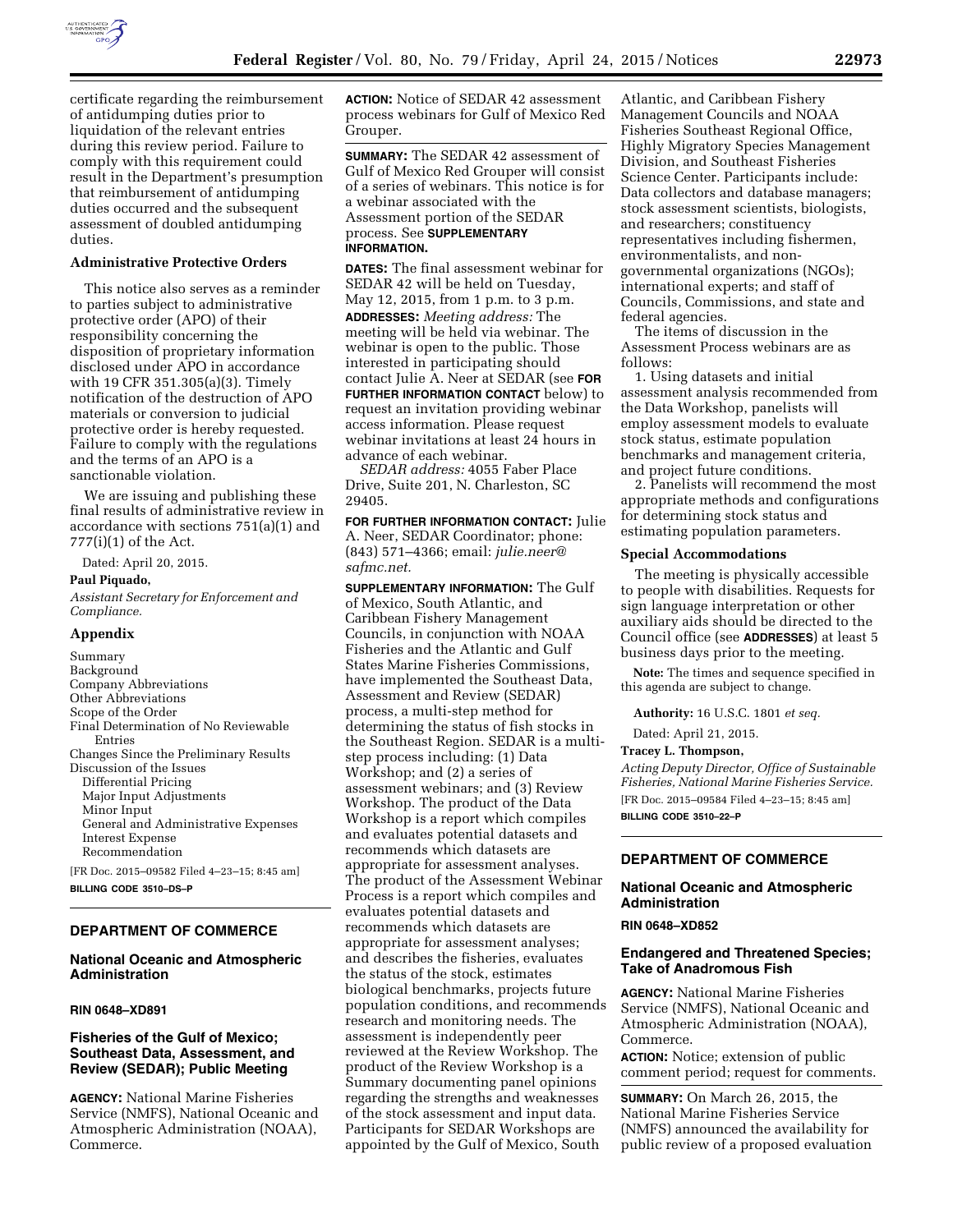certificate regarding the reimbursement of antidumping duties prior to liquidation of the relevant entries during this review period. Failure to comply with this requirement could result in the Department's presumption that reimbursement of antidumping duties occurred and the subsequent assessment of doubled antidumping duties.

### Administrative Protective Orders

This notice also serves as a reminder to parties subject to administrative protective order (APO) of their responsibility concerning the disposition of proprietary information disclosed under APO in accordance with 19 CFR 351.305(a)(3). Timely notification of the destruction of APO materials or conversion to judicial protective order is hereby requested. Failure to comply with the regulations and the terms of an APO is a sanctionable violation.

We are issuing and publishing these final results of administrative review in accordance with sections 751(a)(1) and 777(i)(1) of the Act.

Dated: April 20, 2015.

**Paul Piquado,**

*Assistant Secretary for Enforcement and Compliance.*

### Appendix

Summary
Background
Company Abbreviations
Other Abbreviations
Scope of the Order
Final Determination of No Reviewable Entries
Changes Since the Preliminary Results
Discussion of the Issues
Differential Pricing
Major Input Adjustments
Minor Input
General and Administrative Expenses
Interest Expense
Recommendation

[FR Doc. 2015–09582 Filed 4–23–15; 8:45 am]

**BILLING CODE 3510–DS–P**

## DEPARTMENT OF COMMERCE

### National Oceanic and Atmospheric Administration

**RIN 0648–XD891**

### Fisheries of the Gulf of Mexico; Southeast Data, Assessment, and Review (SEDAR); Public Meeting

**AGENCY:** National Marine Fisheries Service (NMFS), National Oceanic and Atmospheric Administration (NOAA), Commerce.

**ACTION:** Notice of SEDAR 42 assessment process webinars for Gulf of Mexico Red Grouper.

**SUMMARY:** The SEDAR 42 assessment of Gulf of Mexico Red Grouper will consist of a series of webinars. This notice is for a webinar associated with the Assessment portion of the SEDAR process. See **SUPPLEMENTARY INFORMATION.**

**DATES:** The final assessment webinar for SEDAR 42 will be held on Tuesday, May 12, 2015, from 1 p.m. to 3 p.m.

**ADDRESSES:** *Meeting address:* The meeting will be held via webinar. The webinar is open to the public. Those interested in participating should contact Julie A. Neer at SEDAR (see **FOR FURTHER INFORMATION CONTACT** below) to request an invitation providing webinar access information. Please request webinar invitations at least 24 hours in advance of each webinar.

*SEDAR address:* 4055 Faber Place Drive, Suite 201, N. Charleston, SC 29405.

**FOR FURTHER INFORMATION CONTACT:** Julie A. Neer, SEDAR Coordinator; phone: (843) 571–4366; email: *julie.neer@safmc.net.*

**SUPPLEMENTARY INFORMATION:** The Gulf of Mexico, South Atlantic, and Caribbean Fishery Management Councils, in conjunction with NOAA Fisheries and the Atlantic and Gulf States Marine Fisheries Commissions, have implemented the Southeast Data, Assessment and Review (SEDAR) process, a multi-step method for determining the status of fish stocks in the Southeast Region. SEDAR is a multi-step process including: (1) Data Workshop; and (2) a series of assessment webinars; and (3) Review Workshop. The product of the Data Workshop is a report which compiles and evaluates potential datasets and recommends which datasets are appropriate for assessment analyses. The product of the Assessment Webinar Process is a report which compiles and evaluates potential datasets and recommends which datasets are appropriate for assessment analyses; and describes the fisheries, evaluates the status of the stock, estimates biological benchmarks, projects future population conditions, and recommends research and monitoring needs. The assessment is independently peer reviewed at the Review Workshop. The product of the Review Workshop is a Summary documenting panel opinions regarding the strengths and weaknesses of the stock assessment and input data. Participants for SEDAR Workshops are appointed by the Gulf of Mexico, South Atlantic, and Caribbean Fishery Management Councils and NOAA Fisheries Southeast Regional Office, Highly Migratory Species Management Division, and Southeast Fisheries Science Center. Participants include: Data collectors and database managers; stock assessment scientists, biologists, and researchers; constituency representatives including fishermen, environmentalists, and non-governmental organizations (NGOs); international experts; and staff of Councils, Commissions, and state and federal agencies.

The items of discussion in the Assessment Process webinars are as follows:

1. Using datasets and initial assessment analysis recommended from the Data Workshop, panelists will employ assessment models to evaluate stock status, estimate population benchmarks and management criteria, and project future conditions.
2. Panelists will recommend the most appropriate methods and configurations for determining stock status and estimating population parameters.

### Special Accommodations

The meeting is physically accessible to people with disabilities. Requests for sign language interpretation or other auxiliary aids should be directed to the Council office (see **ADDRESSES**) at least 5 business days prior to the meeting.

**Note:** The times and sequence specified in this agenda are subject to change.

**Authority:** 16 U.S.C. 1801 *et seq.*

Dated: April 21, 2015.

**Tracey L. Thompson,**

*Acting Deputy Director, Office of Sustainable Fisheries, National Marine Fisheries Service.*

[FR Doc. 2015–09584 Filed 4–23–15; 8:45 am]

**BILLING CODE 3510–22–P**

## DEPARTMENT OF COMMERCE

### National Oceanic and Atmospheric Administration

**RIN 0648–XD852**

### Endangered and Threatened Species; Take of Anadromous Fish

**AGENCY:** National Marine Fisheries Service (NMFS), National Oceanic and Atmospheric Administration (NOAA), Commerce.

**ACTION:** Notice; extension of public comment period; request for comments.

**SUMMARY:** On March 26, 2015, the National Marine Fisheries Service (NMFS) announced the availability for public review of a proposed evaluation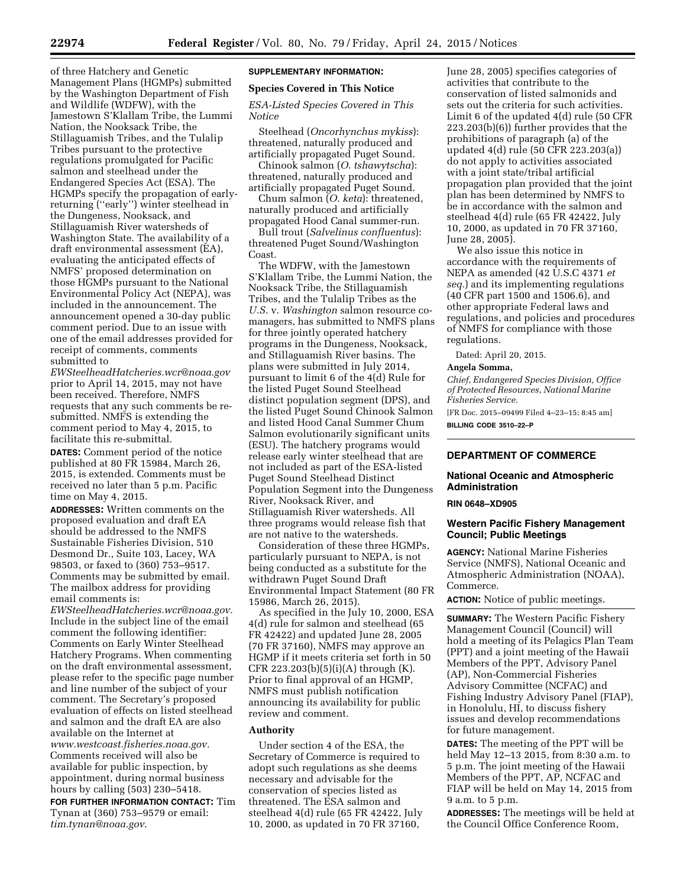of three Hatchery and Genetic Management Plans (HGMPs) submitted by the Washington Department of Fish and Wildlife (WDFW), with the Jamestown S'Klallam Tribe, the Lummi Nation, the Nooksack Tribe, the Stillaguamish Tribes, and the Tulalip Tribes pursuant to the protective regulations promulgated for Pacific salmon and steelhead under the Endangered Species Act (ESA). The HGMPs specify the propagation of early-returning (''early'') winter steelhead in the Dungeness, Nooksack, and Stillaguamish River watersheds of Washington State. The availability of a draft environmental assessment (EA), evaluating the anticipated effects of NMFS' proposed determination on those HGMPs pursuant to the National Environmental Policy Act (NEPA), was included in the announcement. The announcement opened a 30-day public comment period. Due to an issue with one of the email addresses provided for receipt of comments, comments submitted to *EWSteelheadHatcheries.wcr@noaa.gov* prior to April 14, 2015, may not have been received. Therefore, NMFS requests that any such comments be re-submitted. NMFS is extending the comment period to May 4, 2015, to facilitate this re-submittal.

**DATES:** Comment period of the notice published at 80 FR 15984, March 26, 2015, is extended. Comments must be received no later than 5 p.m. Pacific time on May 4, 2015.

**ADDRESSES:** Written comments on the proposed evaluation and draft EA should be addressed to the NMFS Sustainable Fisheries Division, 510 Desmond Dr., Suite 103, Lacey, WA 98503, or faxed to (360) 753–9517. Comments may be submitted by email. The mailbox address for providing email comments is: *EWSteelheadHatcheries.wcr@noaa.gov.* Include in the subject line of the email comment the following identifier: Comments on Early Winter Steelhead Hatchery Programs. When commenting on the draft environmental assessment, please refer to the specific page number and line number of the subject of your comment. The Secretary's proposed evaluation of effects on listed steelhead and salmon and the draft EA are also available on the Internet at *www.westcoast.fisheries.noaa.gov.* Comments received will also be available for public inspection, by appointment, during normal business hours by calling (503) 230–5418.

**FOR FURTHER INFORMATION CONTACT:** Tim Tynan at (360) 753–9579 or email: *tim.tynan@noaa.gov*.

**SUPPLEMENTARY INFORMATION:**

## Species Covered in This Notice

*ESA-Listed Species Covered in This Notice*

Steelhead (*Oncorhynchus mykiss*): threatened, naturally produced and artificially propagated Puget Sound.

Chinook salmon (*O. tshawytscha*): threatened, naturally produced and artificially propagated Puget Sound.

Chum salmon (*O. keta*): threatened, naturally produced and artificially propagated Hood Canal summer-run.

Bull trout (*Salvelinus confluentus*): threatened Puget Sound/Washington Coast.

The WDFW, with the Jamestown S'Klallam Tribe, the Lummi Nation, the Nooksack Tribe, the Stillaguamish Tribes, and the Tulalip Tribes as the *U.S.* v. *Washington* salmon resource co-managers, has submitted to NMFS plans for three jointly operated hatchery programs in the Dungeness, Nooksack, and Stillaguamish River basins. The plans were submitted in July 2014, pursuant to limit 6 of the 4(d) Rule for the listed Puget Sound Steelhead distinct population segment (DPS), and the listed Puget Sound Chinook Salmon and listed Hood Canal Summer Chum Salmon evolutionarily significant units (ESU). The hatchery programs would release early winter steelhead that are not included as part of the ESA-listed Puget Sound Steelhead Distinct Population Segment into the Dungeness River, Nooksack River, and Stillaguamish River watersheds. All three programs would release fish that are not native to the watersheds.

Consideration of these three HGMPs, particularly pursuant to NEPA, is not being conducted as a substitute for the withdrawn Puget Sound Draft Environmental Impact Statement (80 FR 15986, March 26, 2015).

As specified in the July 10, 2000, ESA 4(d) rule for salmon and steelhead (65 FR 42422) and updated June 28, 2005 (70 FR 37160), NMFS may approve an HGMP if it meets criteria set forth in 50 CFR 223.203(b)(5)(i)(A) through (K). Prior to final approval of an HGMP, NMFS must publish notification announcing its availability for public review and comment.

## Authority

Under section 4 of the ESA, the Secretary of Commerce is required to adopt such regulations as she deems necessary and advisable for the conservation of species listed as threatened. The ESA salmon and steelhead 4(d) rule (65 FR 42422, July 10, 2000, as updated in 70 FR 37160, June 28, 2005) specifies categories of activities that contribute to the conservation of listed salmonids and sets out the criteria for such activities. Limit 6 of the updated 4(d) rule (50 CFR 223.203(b)(6)) further provides that the prohibitions of paragraph (a) of the updated 4(d) rule (50 CFR 223.203(a)) do not apply to activities associated with a joint state/tribal artificial propagation plan provided that the joint plan has been determined by NMFS to be in accordance with the salmon and steelhead 4(d) rule (65 FR 42422, July 10, 2000, as updated in 70 FR 37160, June 28, 2005).

We also issue this notice in accordance with the requirements of NEPA as amended (42 U.S.C 4371 *et seq.*) and its implementing regulations (40 CFR part 1500 and 1506.6), and other appropriate Federal laws and regulations, and policies and procedures of NMFS for compliance with those regulations.

Dated: April 20, 2015.

**Angela Somma,**

*Chief, Endangered Species Division, Office of Protected Resources, National Marine Fisheries Service.*

[FR Doc. 2015–09499 Filed 4–23–15; 8:45 am]

**BILLING CODE 3510–22–P**

---

# DEPARTMENT OF COMMERCE

## National Oceanic and Atmospheric Administration

**RIN 0648–XD905**

## Western Pacific Fishery Management Council; Public Meetings

**AGENCY:** National Marine Fisheries Service (NMFS), National Oceanic and Atmospheric Administration (NOAA), Commerce.

**ACTION:** Notice of public meetings.

**SUMMARY:** The Western Pacific Fishery Management Council (Council) will hold a meeting of its Pelagics Plan Team (PPT) and a joint meeting of the Hawaii Members of the PPT, Advisory Panel (AP), Non-Commercial Fisheries Advisory Committee (NCFAC) and Fishing Industry Advisory Panel (FIAP), in Honolulu, HI, to discuss fishery issues and develop recommendations for future management.

**DATES:** The meeting of the PPT will be held May 12–13 2015, from 8:30 a.m. to 5 p.m. The joint meeting of the Hawaii Members of the PPT, AP, NCFAC and FIAP will be held on May 14, 2015 from 9 a.m. to 5 p.m.

**ADDRESSES:** The meetings will be held at the Council Office Conference Room,